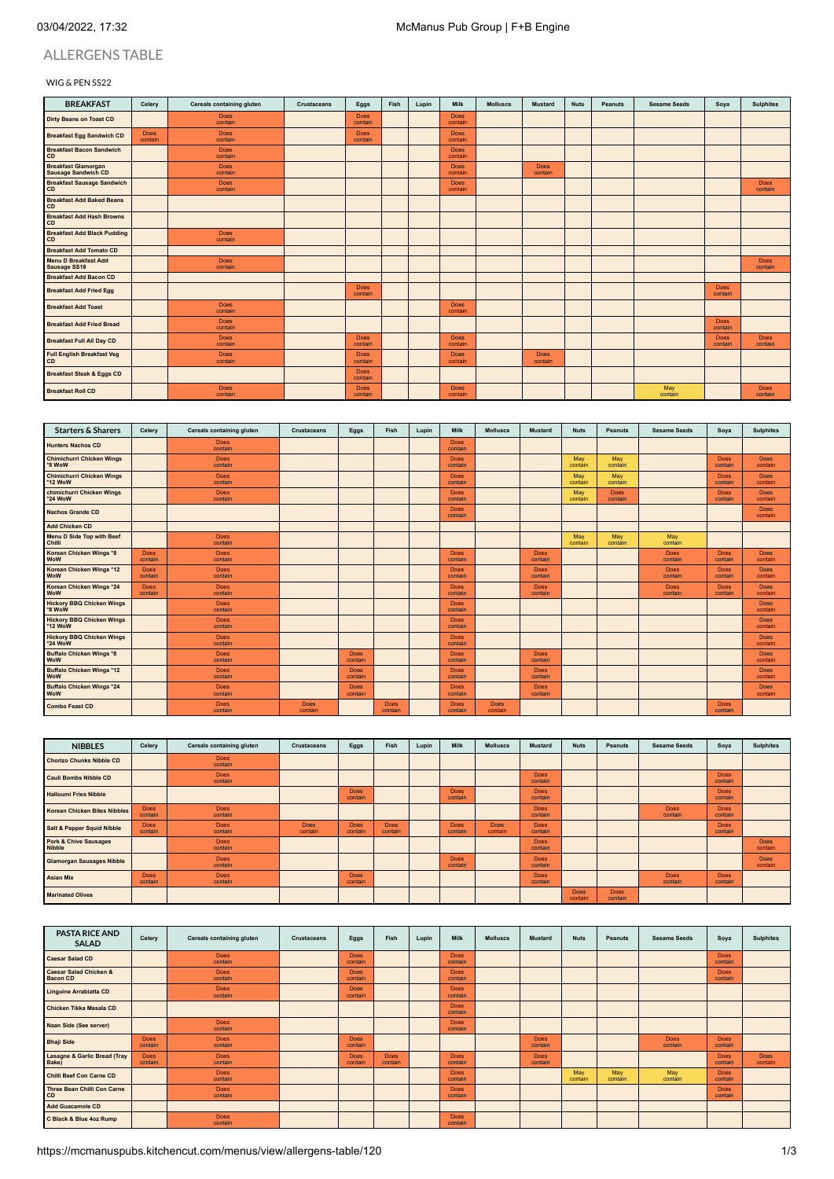# ALLERGENS TABLE

WIG & PEN SS22

| BREAKFAST | Celery | Cereals containing gluten | Crustaceans | Eggs | Fish | Lupin | Milk | Molluscs | Mustard | Nuts | Peanuts | Sesame Seeds | Soya | Sulphites |
|---|---|---|---|---|---|---|---|---|---|---|---|---|---|---|
| Dirty Beans on Toast CD | | Does contain | | Does contain | | | Does contain | | | | | | | |
| Breakfast Egg Sandwich CD | Does contain | Does contain | | Does contain | | | Does contain | | | | | | | |
| Breakfast Bacon Sandwich CD | | Does contain | | | | | Does contain | | | | | | | |
| Breakfast Glamorgan Sausage Sandwich CD | | Does contain | | | | | Does contain | | Does contain | | | | | |
| Breakfast Sausage Sandwich CD | | Does contain | | | | | Does contain | | | | | | | Does contain |
| Breakfast Add Baked Beans CD | | | | | | | | | | | | | | |
| Breakfast Add Hash Browns CD | | | | | | | | | | | | | | |
| Breakfast Add Black Pudding CD | | Does contain | | | | | | | | | | | | |
| Breakfast Add Tomato CD | | | | | | | | | | | | | | |
| Menu D Breakfast Add Sausage SS18 | | Does contain | | | | | | | | | | | | Does contain |
| Breakfast Add Bacon CD | | | | | | | | | | | | | | |
| Breakfast Add Fried Egg | | | | Does contain | | | | | | | | | Does contain | |
| Breakfast Add Toast | | Does contain | | | | | Does contain | | | | | | | |
| Breakfast Add Fried Bread | | Does contain | | | | | | | | | | | Does contain | |
| Breakfast Full All Day CD | | Does contain | | Does contain | | | Does contain | | | | | | Does contain | Does contain |
| Full English Breakfast Veg CD | | Does contain | | Does contain | | | Does contain | | Does contain | | | | | |
| Breakfast Steak & Eggs CD | | | | Does contain | | | | | | | | | | |
| Breakfast Roll CD | | Does contain | | Does contain | | | Does contain | | | | | May contain | | Does contain |

| Starters & Sharers | Celery | Cereals containing gluten | Crustaceans | Eggs | Fish | Lupin | Milk | Molluscs | Mustard | Nuts | Peanuts | Sesame Seeds | Soya | Sulphites |
|---|---|---|---|---|---|---|---|---|---|---|---|---|---|---|
| Hunters Nachos CD | | Does contain | | | | | Does contain | | | | | | | |
| Chimichurri Chicken Wings *8 WoW | | Does contain | | | | | Does contain | | | May contain | May contain | | Does contain | Does contain |
| Chimichurri Chicken Wings *12 WoW | | Does contain | | | | | Does contain | | | May contain | May contain | | Does contain | Does contain |
| chimichurri Chicken Wings *24 WoW | | Does contain | | | | | Does contain | | | May contain | Does contain | | Does contain | Does contain |
| Nachos Grande CD | | | | | | | Does contain | | | | | | | Does contain |
| Add Chicken CD | | | | | | | | | | | | | | |
| Menu D Side Top with Beef Chilli | | Does contain | | | | | | | | May contain | May contain | May contain | | |
| Korean Chicken Wings *8 WoW | Does contain | Does contain | | | | | Does contain | | Does contain | | | Does contain | Does contain | Does contain |
| Korean Chicken Wings *12 WoW | Does contain | Does contain | | | | | Does contain | | Does contain | | | Does contain | Does contain | Does contain |
| Korean Chicken Wings *24 WoW | Does contain | Does contain | | | | | Does contain | | Does contain | | | Does contain | Does contain | Does contain |
| Hickory BBQ Chicken Wings *8 WoW | | Does contain | | | | | Does contain | | | | | | | Does contain |
| Hickory BBQ Chicken Wings *12 WoW | | Does contain | | | | | Does contain | | | | | | | Does contain |
| Hickory BBQ Chicken Wings *24 WoW | | Does contain | | | | | Does contain | | | | | | | Does contain |
| Buffalo Chicken Wings *8 WoW | | Does contain | | Does contain | | | Does contain | | Does contain | | | | | Does contain |
| Buffalo Chicken Wings *12 WoW | | Does contain | | Does contain | | | Does contain | | Does contain | | | | | Does contain |
| Buffalo Chicken Wings *24 WoW | | Does contain | | Does contain | | | Does contain | | Does contain | | | | | Does contain |
| Combo Feast CD | | Does contain | Does contain | | Does contain | | Does contain | Does contain | | | | | Does contain | |

| NIBBLES | Celery | Cereals containing gluten | Crustaceans | Eggs | Fish | Lupin | Milk | Molluscs | Mustard | Nuts | Peanuts | Sesame Seeds | Soya | Sulphites |
|---|---|---|---|---|---|---|---|---|---|---|---|---|---|---|
| Chorizo Chunks Nibble CD | | Does contain | | | | | | | | | | | | |
| Cauli Bombs Nibble CD | | Does contain | | | | | | | Does contain | | | | Does contain | |
| Halloumi Fries Nibble | | | | Does contain | | | Does contain | | Does contain | | | | Does contain | |
| Korean Chicken Bites Nibbles | Does contain | Does contain | | | | | | | Does contain | | | Does contain | Does contain | |
| Salt & Pepper Squid Nibble | Does contain | Does contain | Does contain | Does contain | Does contain | | Does contain | Does contain | Does contain | | | | Does contain | |
| Pork & Chive Sausages Nibble | | Does contain | | | | | | | Does contain | | | | | Does contain |
| Glamorgan Sausages Nibble | | Does contain | | | | | Does contain | | Does contain | | | | | Does contain |
| Asian Mix | Does contain | Does contain | | Does contain | | | | | Does contain | | | Does contain | Does contain | |
| Marinated Olives | | | | | | | | | | Does contain | Does contain | | | |

| PASTA RICE AND SALAD | Celery | Cereals containing gluten | Crustaceans | Eggs | Fish | Lupin | Milk | Molluscs | Mustard | Nuts | Peanuts | Sesame Seeds | Soya | Sulphites |
|---|---|---|---|---|---|---|---|---|---|---|---|---|---|---|
| Caesar Salad CD | | Does contain | | Does contain | | | Does contain | | | | | | Does contain | |
| Caesar Salad Chicken & Bacon CD | | Does contain | | Does contain | | | Does contain | | | | | | Does contain | |
| Linguine Arrabiatta CD | | Does contain | | Does contain | | | Does contain | | | | | | | |
| Chicken Tikka Masala CD | | | | | | | Does contain | | | | | | | |
| Naan Side (See server) | | Does contain | | | | | Does contain | | | | | | | |
| Bhaji Side | Does contain | Does contain | | Does contain | | | | | Does contain | | | Does contain | Does contain | |
| Lasagne & Garlic Bread (Tray Bake) | Does contain | Does contain | | Does contain | Does contain | | Does contain | | Does contain | | | | Does contain | Does contain |
| Chilli Beef Con Carne CD | | Does contain | | | | | Does contain | | | May contain | May contain | May contain | Does contain | |
| Three Bean Chilli Con Carne CD | | Does contain | | | | | Does contain | | | | | | Does contain | |
| Add Guacamole CD | | | | | | | | | | | | | | |
| C Black & Blue 4oz Rump | | Does contain | | | | | Does contain | | | | | | | |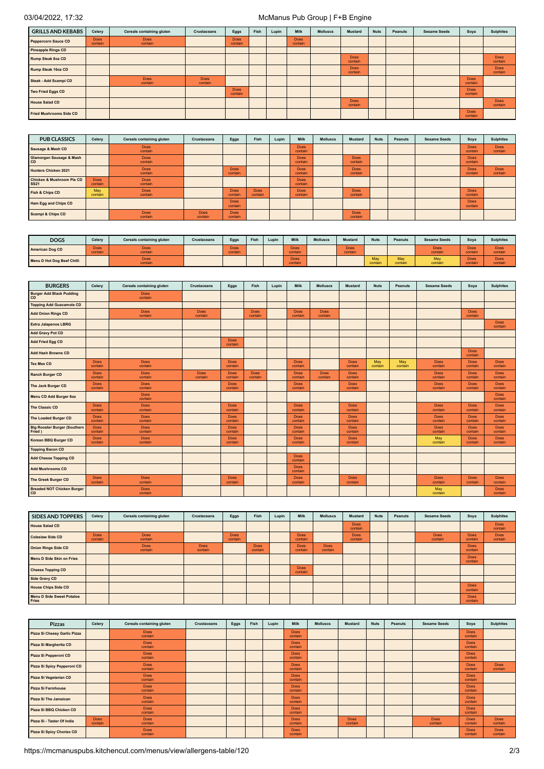| GRILLS AND KEBABS | Celery | Cereals containing gluten | Crustaceans | Eggs | Fish | Lupin | Milk | Molluscs | Mustard | Nuts | Peanuts | Sesame Seeds | Soya | Sulphites |
|---|---|---|---|---|---|---|---|---|---|---|---|---|---|---|
| Peppercorn Sauce CD | Does contain | Does contain | | Does contain | | | Does contain | | | | | | | |
| Pineapple Rings CD | | | | | | | | | | | | | | |
| Rump Steak 8oz CD | | | | | | | | | Does contain | | | | | Does contain |
| Rump Steak 16oz CD | | | | | | | | | Does contain | | | | | Does contain |
| Steak - Add Scampi CD | | Does contain | Does contain | | | | | | | | | | Does contain | |
| Two Fried Eggs CD | | | | Does contain | | | | | | | | | Does contain | |
| House Salad CD | | | | | | | | | Does contain | | | | | Does contain |
| Fried Mushrooms Side CD | | | | | | | | | | | | | Does contain | |

| PUB CLASSICS | Celery | Cereals containing gluten | Crustaceans | Eggs | Fish | Lupin | Milk | Molluscs | Mustard | Nuts | Peanuts | Sesame Seeds | Soya | Sulphites |
|---|---|---|---|---|---|---|---|---|---|---|---|---|---|---|
| Sausage & Mash CD | | Does contain | | | | | Does contain | | | | | | Does contain | Does contain |
| Glamorgan Sausage & Mash CD | | Does contain | | | | | Does contain | | Does contain | | | | Does contain | |
| Hunters Chicken 2021 | | Does contain | | Does contain | | | Does contain | | Does contain | | | | Does contain | Does contain |
| Chicken & Mushroom Pie CD SS21 | Does contain | Does contain | | | | | Does contain | | | | | | | |
| Fish & Chips CD | May contain | Does contain | | Does contain | Does contain | | Does contain | | Does contain | | | | Does contain | |
| Ham Egg and Chips CD | | | | Does contain | | | | | | | | | Does contain | |
| Scampi & Chips CD | | Does contain | Does contain | Does contain | | | | | Does contain | | | | | |

| DOGS | Celery | Cereals containing gluten | Crustaceans | Eggs | Fish | Lupin | Milk | Molluscs | Mustard | Nuts | Peanuts | Sesame Seeds | Soya | Sulphites |
|---|---|---|---|---|---|---|---|---|---|---|---|---|---|---|
| American Dog CD | Does contain | Does contain | | Does contain | | | Does contain | | Does contain | | | Does contain | Does contain | Does contain |
| Menu D Hot Dog Beef Chilli | | Does contain | | | | | Does contain | | | May contain | May contain | May contain | Does contain | Does contain |

| BURGERS | Celery | Cereals containing gluten | Crustaceans | Eggs | Fish | Lupin | Milk | Molluscs | Mustard | Nuts | Peanuts | Sesame Seeds | Soya | Sulphites |
|---|---|---|---|---|---|---|---|---|---|---|---|---|---|---|
| Burger Add Black Pudding CD | | Does contain | | | | | | | | | | | | |
| Topping Add Guacamole CD | | | | | | | | | | | | | | |
| Add Onion Rings CD | | Does contain | Does contain | | Does contain | | Does contain | Does contain | | | | | Does contain | |
| Extra Jalapenos LBRG | | | | | | | | | | | | | | Does contain |
| Add Gravy Pot CD | | | | | | | | | | | | | | |
| Add Fried Egg CD | | | | Does contain | | | | | | | | | | |
| Add Hash Browns CD | | | | | | | | | | | | | Does contain | |
| Tex Mex CD | Does contain | Does contain | | Does contain | | | Does contain | | Does contain | May contain | May contain | Does contain | Does contain | Does contain |
| Ranch Burger CD | Does contain | Does contain | Does contain | Does contain | Does contain | | Does contain | Does contain | Does contain | | | Does contain | Does contain | Does contain |
| The Jack Burger CD | Does contain | Does contain | | Does contain | | | Does contain | | Does contain | | | Does contain | Does contain | Does contain |
| Menu CD Add Burger 6oz | | Does contain | | | | | | | | | | | | Does contain |
| The Classic CD | Does contain | Does contain | | Does contain | | | Does contain | | Does contain | | | Does contain | Does contain | Does contain |
| The Loaded Burger CD | Does contain | Does contain | | Does contain | | | Does contain | | Does contain | | | Does contain | Does contain | Does contain |
| Big Rooster Burger (Southern Fried ) | Does contain | Does contain | | Does contain | | | Does contain | | Does contain | | | Does contain | Does contain | Does contain |
| Korean BBQ Burger CD | Does contain | Does contain | | Does contain | | | Does contain | | Does contain | | | May contain | Does contain | Does contain |
| Topping Bacon CD | | | | | | | | | | | | | | |
| Add Cheese Topping CD | | | | | | | Does contain | | | | | | | |
| Add Mushrooms CD | | | | | | | Does contain | | | | | | | |
| The Greek Burger CD | Does contain | Does contain | | Does contain | | | Does contain | | Does contain | | | Does contain | Does contain | Does contain |
| Breaded NOT Chicken Burger CD | | Does contain | | | | | | | | | | May contain | | Does contain |

| SIDES AND TOPPERS | Celery | Cereals containing gluten | Crustaceans | Eggs | Fish | Lupin | Milk | Molluscs | Mustard | Nuts | Peanuts | Sesame Seeds | Soya | Sulphites |
|---|---|---|---|---|---|---|---|---|---|---|---|---|---|---|
| House Salad CD | | | | | | | | | Does contain | | | | | Does contain |
| Coleslaw Side CD | Does contain | Does contain | | Does contain | | | Does contain | | Does contain | | | Does contain | Does contain | Does contain |
| Onion Rings Side CD | | Does contain | Does contain | | Does contain | | Does contain | Does contain | | | | | Does contain | |
| Menu D Side Skin on Fries | | | | | | | | | | | | | Does contain | |
| Cheese Topping CD | | | | | | | Does contain | | | | | | | |
| Side Gravy CD | | | | | | | | | | | | | | |
| House Chips Side CD | | | | | | | | | | | | | Does contain | |
| Menu D Side Sweet Potatoe Fries | | | | | | | | | | | | | Does contain | |

| Pizzas | Celery | Cereals containing gluten | Crustaceans | Eggs | Fish | Lupin | Milk | Molluscs | Mustard | Nuts | Peanuts | Sesame Seeds | Soya | Sulphites |
|---|---|---|---|---|---|---|---|---|---|---|---|---|---|---|
| Pizza Si Cheesy Garlic Pizza | | Does contain | | | | | Does contain | | | | | | Does contain | |
| Pizza Si Margherita CD | | Does contain | | | | | Does contain | | | | | | Does contain | |
| Pizza Si Pepperoni CD | | Does contain | | | | | Does contain | | | | | | Does contain | |
| Pizza Si Spicy Pepperoni CD | | Does contain | | | | | Does contain | | | | | | Does contain | Does contain |
| Pizza Si Vegetarian CD | | Does contain | | | | | Does contain | | | | | | Does contain | |
| Pizza Si Farmhouse | | Does contain | | | | | Does contain | | | | | | Does contain | |
| Pizza Si The Jamaican | | Does contain | | | | | Does contain | | | | | | Does contain | |
| Pizza Si BBQ Chicken CD | | Does contain | | | | | Does contain | | | | | | Does contain | |
| Pizza Si - Taster Of India | Does contain | Does contain | | | | | Does contain | | Does contain | | | Does contain | Does contain | Does contain |
| Pizza Si Spicy Chorizo CD | | Does contain | | | | | Does contain | | | | | | Does contain | Does contain |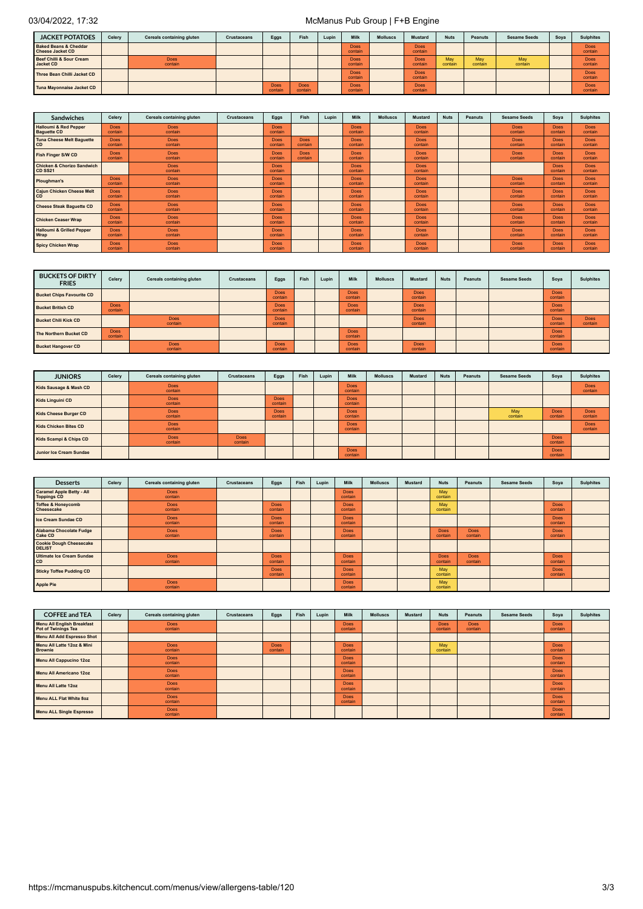| JACKET POTATOES | Celery | Cereals containing gluten | Crustaceans | Eggs | Fish | Lupin | Milk | Molluscs | Mustard | Nuts | Peanuts | Sesame Seeds | Soya | Sulphites |
|---|---|---|---|---|---|---|---|---|---|---|---|---|---|---|
| Baked Beans & Cheddar Cheese Jacket CD | | | | | | | Does contain | | Does contain | | | | | Does contain |
| Beef Chilli & Sour Cream Jacket CD | | Does contain | | | | | Does contain | | Does contain | May contain | May contain | May contain | | Does contain |
| Three Bean Chilli Jacket CD | | | | | | | Does contain | | Does contain | | | | | Does contain |
| Tuna Mayonnaise Jacket CD | | | | Does contain | Does contain | | Does contain | | Does contain | | | | | Does contain |

| Sandwiches | Celery | Cereals containing gluten | Crustaceans | Eggs | Fish | Lupin | Milk | Molluscs | Mustard | Nuts | Peanuts | Sesame Seeds | Soya | Sulphites |
|---|---|---|---|---|---|---|---|---|---|---|---|---|---|---|
| Halloumi & Red Pepper Baguette CD | Does contain | Does contain | | Does contain | | | Does contain | | Does contain | | | Does contain | Does contain | Does contain |
| Tuna Cheese Melt Baguette CD | Does contain | Does contain | | Does contain | Does contain | | Does contain | | Does contain | | | Does contain | Does contain | Does contain |
| Fish Finger S/W CD | Does contain | Does contain | | Does contain | Does contain | | Does contain | | Does contain | | | Does contain | Does contain | Does contain |
| Chicken & Chorizo Sandwich CD SS21 | | Does contain | | Does contain | | | Does contain | | Does contain | | | | Does contain | Does contain |
| Ploughman's | Does contain | Does contain | | Does contain | | | Does contain | | Does contain | | | Does contain | Does contain | Does contain |
| Cajun Chicken Cheese Melt CD | Does contain | Does contain | | Does contain | | | Does contain | | Does contain | | | Does contain | Does contain | Does contain |
| Cheese Steak Baguette CD | Does contain | Does contain | | Does contain | | | Does contain | | Does contain | | | Does contain | Does contain | Does contain |
| Chicken Ceaser Wrap | Does contain | Does contain | | Does contain | | | Does contain | | Does contain | | | Does contain | Does contain | Does contain |
| Halloumi & Grilled Pepper Wrap | Does contain | Does contain | | Does contain | | | Does contain | | Does contain | | | Does contain | Does contain | Does contain |
| Spicy Chicken Wrap | Does contain | Does contain | | Does contain | | | Does contain | | Does contain | | | Does contain | Does contain | Does contain |

| BUCKETS OF DIRTY FRIES | Celery | Cereals containing gluten | Crustaceans | Eggs | Fish | Lupin | Milk | Molluscs | Mustard | Nuts | Peanuts | Sesame Seeds | Soya | Sulphites |
|---|---|---|---|---|---|---|---|---|---|---|---|---|---|---|
| Bucket Chips Favourite CD | | | | Does contain | | | Does contain | | Does contain | | | | Does contain | |
| Bucket British CD | Does contain | | | Does contain | | | Does contain | | Does contain | | | | Does contain | |
| Bucket Chili Kick CD | | Does contain | | Does contain | | | | | Does contain | | | | Does contain | Does contain |
| The Northern Bucket CD | Does contain | | | | | | Does contain | | | | | | Does contain | |
| Bucket Hangover CD | | Does contain | | Does contain | | | Does contain | | Does contain | | | | Does contain | |

| JUNIORS | Celery | Cereals containing gluten | Crustaceans | Eggs | Fish | Lupin | Milk | Molluscs | Mustard | Nuts | Peanuts | Sesame Seeds | Soya | Sulphites |
|---|---|---|---|---|---|---|---|---|---|---|---|---|---|---|
| Kids Sausage & Mash CD | | Does contain | | | | | Does contain | | | | | | | Does contain |
| Kids Linguini CD | | Does contain | | Does contain | | | Does contain | | | | | | | |
| Kids Cheese Burger CD | | Does contain | | Does contain | | | Does contain | | | | | May contain | Does contain | Does contain |
| Kids Chicken Bites CD | | Does contain | | | | | Does contain | | | | | | | Does contain |
| Kids Scampi & Chips CD | | Does contain | Does contain | | | | | | | | | | Does contain | |
| Junior Ice Cream Sundae | | | | | | | Does contain | | | | | | Does contain | |

| Desserts | Celery | Cereals containing gluten | Crustaceans | Eggs | Fish | Lupin | Milk | Molluscs | Mustard | Nuts | Peanuts | Sesame Seeds | Soya | Sulphites |
|---|---|---|---|---|---|---|---|---|---|---|---|---|---|---|
| Caramel Apple Betty - All Toppings CD | | Does contain | | | | | Does contain | | | May contain | | | | |
| Toffee & Honeycomb Cheesecake | | Does contain | | Does contain | | | Does contain | | | May contain | | | Does contain | |
| Ice Cream Sundae CD | | Does contain | | Does contain | | | Does contain | | | | | | Does contain | |
| Alabama Chocolate Fudge Cake CD | | Does contain | | Does contain | | | Does contain | | | Does contain | Does contain | | Does contain | |
| Cookie Dough Cheesecake DELIST | | | | | | | | | | | | | | |
| Ultimate Ice Cream Sundae CD | | Does contain | | Does contain | | | Does contain | | | Does contain | Does contain | | Does contain | |
| Sticky Toffee Pudding CD | | | | Does contain | | | Does contain | | | May contain | | | Does contain | |
| Apple Pie | | Does contain | | | | | Does contain | | | May contain | | | | |

| COFFEE and TEA | Celery | Cereals containing gluten | Crustaceans | Eggs | Fish | Lupin | Milk | Molluscs | Mustard | Nuts | Peanuts | Sesame Seeds | Soya | Sulphites |
|---|---|---|---|---|---|---|---|---|---|---|---|---|---|---|
| Menu All English Breakfast Pot of Twinings Tea | | Does contain | | | | | Does contain | | | Does contain | Does contain | | Does contain | |
| Menu All Add Espresso Shot | | | | | | | | | | | | | | |
| Menu All Latte 12oz & Mini Brownie | | Does contain | | Does contain | | | Does contain | | | May contain | | | Does contain | |
| Menu All Cappucino 12oz | | Does contain | | | | | Does contain | | | | | | Does contain | |
| Menu All Americano 12oz | | Does contain | | | | | Does contain | | | | | | Does contain | |
| Menu All Latte 12oz | | Does contain | | | | | Does contain | | | | | | Does contain | |
| Menu ALL Flat White 8oz | | Does contain | | | | | Does contain | | | | | | Does contain | |
| Menu ALL Single Espresso | | Does contain | | | | | | | | | | | Does contain | |